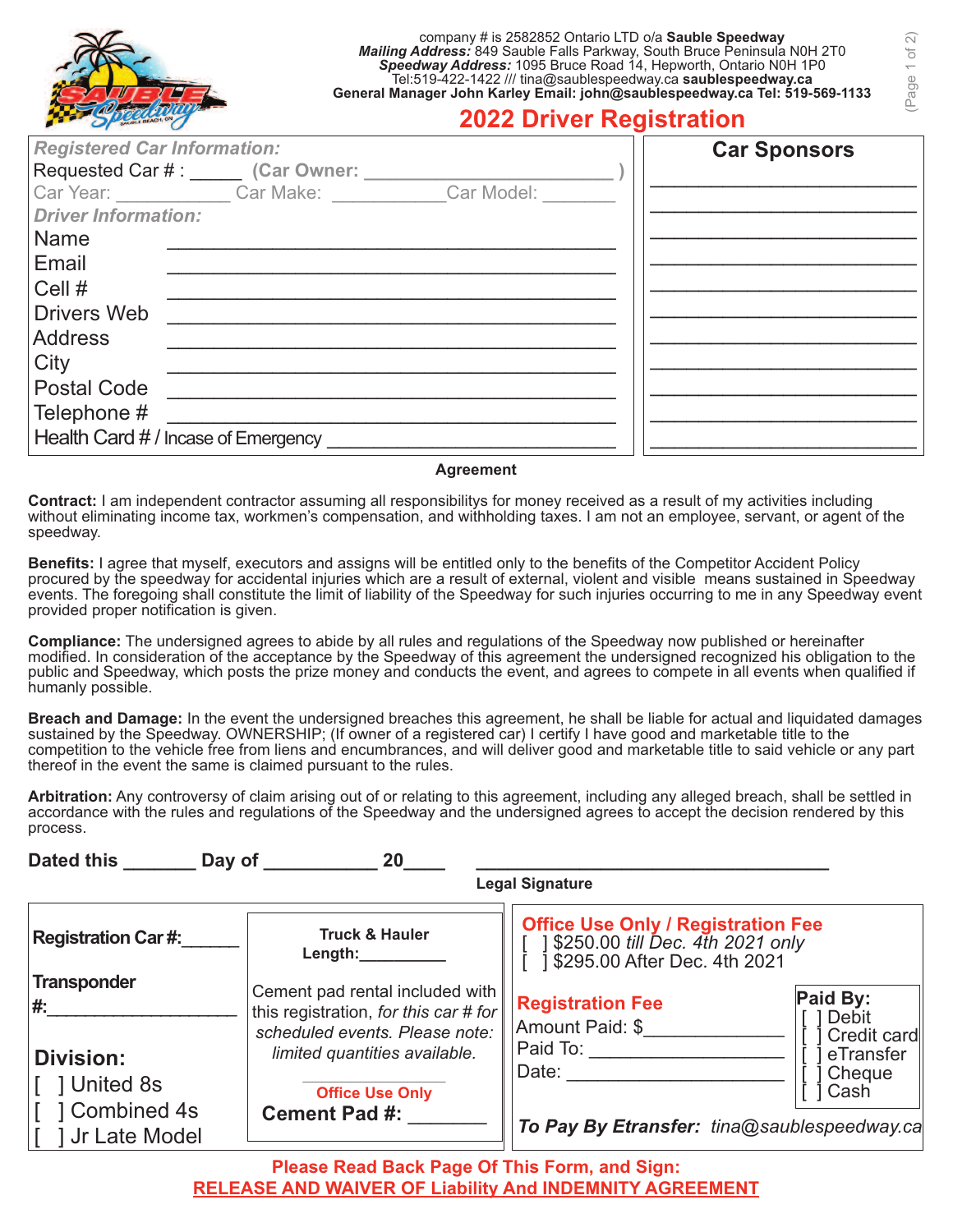company # is 2582852 Ontario LTD o/a **Sauble Speedway**
***Mailing Address:*** 849 Sauble Falls Parkway, South Bruce Peninsula N0H 2T0
***Speedway Address:*** 1095 Bruce Road 14, Hepworth, Ontario N0H 1P0
Tel:519-422-1422 /// tina@saublespeedway.ca **saublespeedway.ca**
**General Manager John Karley Email: john@saublespeedway.ca Tel: 519-569-1133**

# 2022 Driver Registration

***Registered Car Information:***

Requested Car # : _____ **(Car Owner:** _______________________ **)**

Car Year: ___________ Car Make: ___________ Car Model: _______

***Driver Information:***

Name ____________________________________

Email ____________________________________

Cell # ____________________________________

Drivers Web ____________________________________

Address ____________________________________

City ____________________________________

Postal Code ____________________________________

Telephone # ____________________________________

Health Card # / Incase of Emergency ________________________

## Car Sponsors

______________________

______________________

______________________

______________________

______________________

______________________

______________________

______________________

______________________

______________________

______________________

### Agreement

**Contract:** I am independent contractor assuming all responsibilitys for money received as a result of my activities including without eliminating income tax, workmen's compensation, and withholding taxes. I am not an employee, servant, or agent of the speedway.

**Benefits:** I agree that myself, executors and assigns will be entitled only to the benefits of the Competitor Accident Policy procured by the speedway for accidental injuries which are a result of external, violent and visible means sustained in Speedway events. The foregoing shall constitute the limit of liability of the Speedway for such injuries occurring to me in any Speedway event provided proper notification is given.

**Compliance:** The undersigned agrees to abide by all rules and regulations of the Speedway now published or hereinafter modified. In consideration of the acceptance by the Speedway of this agreement the undersigned recognized his obligation to the public and Speedway, which posts the prize money and conducts the event, and agrees to compete in all events when qualified if humanly possible.

**Breach and Damage:** In the event the undersigned breaches this agreement, he shall be liable for actual and liquidated damages sustained by the Speedway. OWNERSHIP; (If owner of a registered car) I certify I have good and marketable title to the competition to the vehicle free from liens and encumbrances, and will deliver good and marketable title to said vehicle or any part thereof in the event the same is claimed pursuant to the rules.

**Arbitration:** Any controversy of claim arising out of or relating to this agreement, including any alleged breach, shall be settled in accordance with the rules and regulations of the Speedway and the undersigned agrees to accept the decision rendered by this process.

**Dated this _______ Day of ___________ 20____** ________________________________

**Legal Signature**

**Registration Car #:**______

**Transponder #:**___________________

**Division:**
[ ] United 8s
[ ] Combined 4s
[ ] Jr Late Model

**Truck & Hauler Length:**_________

Cement pad rental included with this registration, *for this car # for scheduled events. Please note: limited quantities available.*

**Office Use Only**
**Cement Pad #:** _______

**Office Use Only / Registration Fee**
[ ] $250.00 *till Dec. 4th 2021 only*
[ ] $295.00 After Dec. 4th 2021

**Registration Fee**
Amount Paid: $_____________
Paid To: __________________
Date: ____________________

**Paid By:**
[ ] Debit
[ ] Credit card
[ ] eTransfer
[ ] Cheque
[ ] Cash

***To Pay By Etransfer:*** *tina@saublespeedway.ca*

**Please Read Back Page Of This Form, and Sign:**
**RELEASE AND WAIVER OF Liability And INDEMNITY AGREEMENT**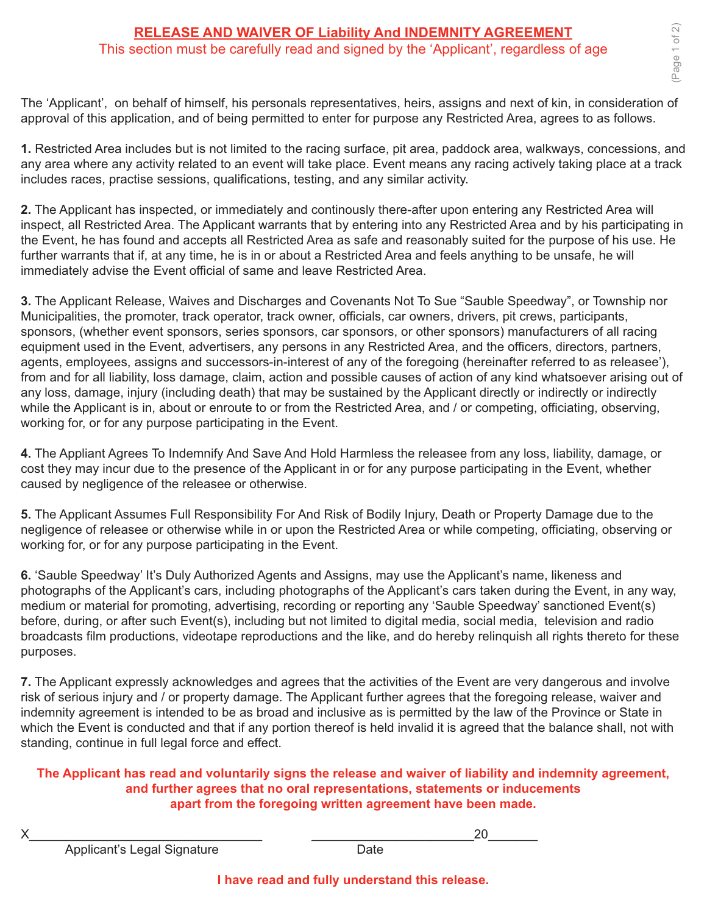# RELEASE AND WAIVER OF Liability And INDEMNITY AGREEMENT

This section must be carefully read and signed by the 'Applicant', regardless of age

The 'Applicant', on behalf of himself, his personals representatives, heirs, assigns and next of kin, in consideration of approval of this application, and of being permitted to enter for purpose any Restricted Area, agrees to as follows.

**1.** Restricted Area includes but is not limited to the racing surface, pit area, paddock area, walkways, concessions, and any area where any activity related to an event will take place. Event means any racing actively taking place at a track includes races, practise sessions, qualifications, testing, and any similar activity.

**2.** The Applicant has inspected, or immediately and continously there-after upon entering any Restricted Area will inspect, all Restricted Area. The Applicant warrants that by entering into any Restricted Area and by his participating in the Event, he has found and accepts all Restricted Area as safe and reasonably suited for the purpose of his use. He further warrants that if, at any time, he is in or about a Restricted Area and feels anything to be unsafe, he will immediately advise the Event official of same and leave Restricted Area.

**3.** The Applicant Release, Waives and Discharges and Covenants Not To Sue "Sauble Speedway", or Township nor Municipalities, the promoter, track operator, track owner, officials, car owners, drivers, pit crews, participants, sponsors, (whether event sponsors, series sponsors, car sponsors, or other sponsors) manufacturers of all racing equipment used in the Event, advertisers, any persons in any Restricted Area, and the officers, directors, partners, agents, employees, assigns and successors-in-interest of any of the foregoing (hereinafter referred to as releasee'), from and for all liability, loss damage, claim, action and possible causes of action of any kind whatsoever arising out of any loss, damage, injury (including death) that may be sustained by the Applicant directly or indirectly or indirectly while the Applicant is in, about or enroute to or from the Restricted Area, and / or competing, officiating, observing, working for, or for any purpose participating in the Event.

**4.** The Appliant Agrees To Indemnify And Save And Hold Harmless the releasee from any loss, liability, damage, or cost they may incur due to the presence of the Applicant in or for any purpose participating in the Event, whether caused by negligence of the releasee or otherwise.

**5.** The Applicant Assumes Full Responsibility For And Risk of Bodily Injury, Death or Property Damage due to the negligence of releasee or otherwise while in or upon the Restricted Area or while competing, officiating, observing or working for, or for any purpose participating in the Event.

**6.** 'Sauble Speedway' It's Duly Authorized Agents and Assigns, may use the Applicant's name, likeness and photographs of the Applicant's cars, including photographs of the Applicant's cars taken during the Event, in any way, medium or material for promoting, advertising, recording or reporting any 'Sauble Speedway' sanctioned Event(s) before, during, or after such Event(s), including but not limited to digital media, social media, television and radio broadcasts film productions, videotape reproductions and the like, and do hereby relinquish all rights thereto for these purposes.

**7.** The Applicant expressly acknowledges and agrees that the activities of the Event are very dangerous and involve risk of serious injury and / or property damage. The Applicant further agrees that the foregoing release, waiver and indemnity agreement is intended to be as broad and inclusive as is permitted by the law of the Province or State in which the Event is conducted and that if any portion thereof is held invalid it is agreed that the balance shall, not with standing, continue in full legal force and effect.

**The Applicant has read and voluntarily signs the release and waiver of liability and indemnity agreement, and further agrees that no oral representations, statements or inducements apart from the foregoing written agreement have been made.**

X________________________________ Applicant's Legal Signature

______________________20_______ Date

**I have read and fully understand this release.**